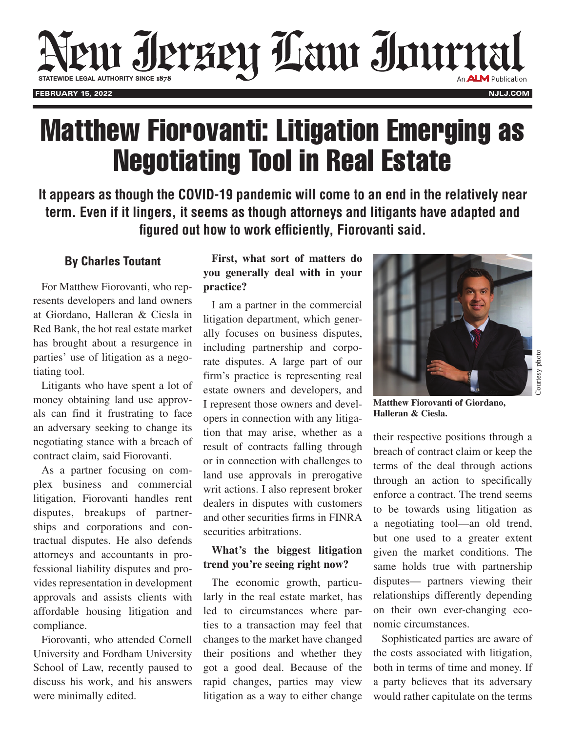# Matthew Fiorovanti: Litigation Emerging as Negotiating Tool in Real Estate

**It appears as though the COVID-19 pandemic will come to an end in the relatively near term. Even if it lingers, it seems as though attorneys and litigants have adapted and figured out how to work efficiently, Fiorovanti said.**

**By Charles Toutant**

For Matthew Fiorovanti, who represents developers and land owners at Giordano, Halleran & Ciesla in Red Bank, the hot real estate market has brought about a resurgence in parties' use of litigation as a negotiating tool.

Litigants who have spent a lot of money obtaining land use approvals can find it frustrating to face an adversary seeking to change its negotiating stance with a breach of contract claim, said Fiorovanti.

As a partner focusing on complex business and commercial litigation, Fiorovanti handles rent disputes, breakups of partnerships and corporations and contractual disputes. He also defends attorneys and accountants in professional liability disputes and provides representation in development approvals and assists clients with affordable housing litigation and compliance.

Fiorovanti, who attended Cornell University and Fordham University School of Law, recently paused to discuss his work, and his answers were minimally edited.

**First, what sort of matters do you generally deal with in your practice?**

I am a partner in the commercial litigation department, which generally focuses on business disputes, including partnership and corporate disputes. A large part of our firm's practice is representing real estate owners and developers, and I represent those owners and developers in connection with any litigation that may arise, whether as a result of contracts falling through or in connection with challenges to land use approvals in prerogative writ actions. I also represent broker dealers in disputes with customers and other securities firms in FINRA securities arbitrations.

**What's the biggest litigation trend you're seeing right now?**

The economic growth, particularly in the real estate market, has led to circumstances where parties to a transaction may feel that changes to the market have changed their positions and whether they got a good deal. Because of the rapid changes, parties may view litigation as a way to either change their respective positions through a breach of contract claim or keep the terms of the deal through actions through an action to specifically enforce a contract. The trend seems to be towards using litigation as a negotiating tool—an old trend, but one used to a greater extent given the market conditions. The same holds true with partnership disputes— partners viewing their relationships differently depending on their own ever-changing economic circumstances.

Courtesy photo

**Matthew Fiorovanti of Giordano, Halleran & Ciesla.**

Sophisticated parties are aware of the costs associated with litigation, both in terms of time and money. If a party believes that its adversary would rather capitulate on the terms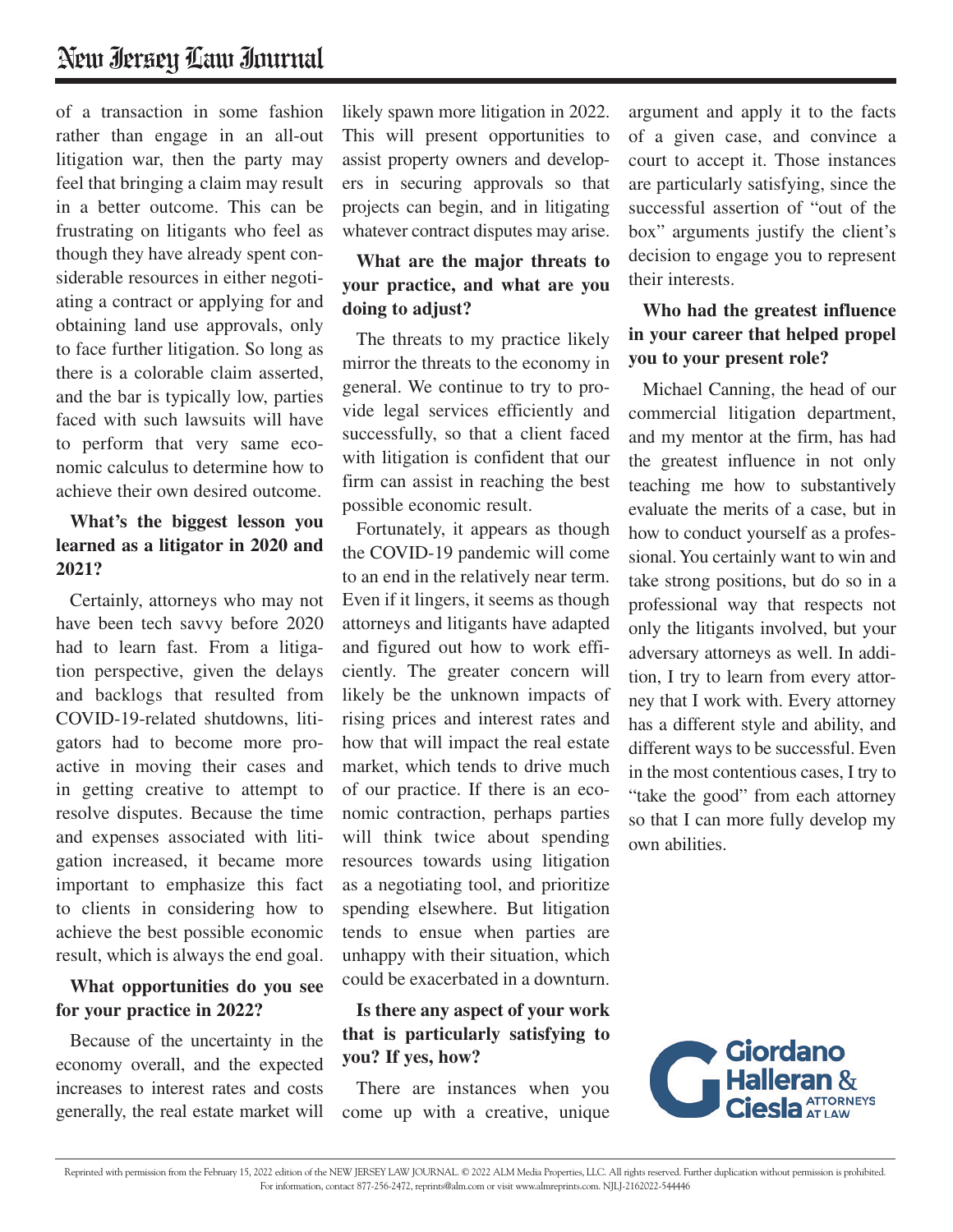of a transaction in some fashion rather than engage in an all-out litigation war, then the party may feel that bringing a claim may result in a better outcome. This can be frustrating on litigants who feel as though they have already spent considerable resources in either negotiating a contract or applying for and obtaining land use approvals, only to face further litigation. So long as there is a colorable claim asserted, and the bar is typically low, parties faced with such lawsuits will have to perform that very same economic calculus to determine how to achieve their own desired outcome.

**What's the biggest lesson you learned as a litigator in 2020 and 2021?**

Certainly, attorneys who may not have been tech savvy before 2020 had to learn fast. From a litigation perspective, given the delays and backlogs that resulted from COVID-19-related shutdowns, litigators had to become more proactive in moving their cases and in getting creative to attempt to resolve disputes. Because the time and expenses associated with litigation increased, it became more important to emphasize this fact to clients in considering how to achieve the best possible economic result, which is always the end goal.

**What opportunities do you see for your practice in 2022?**

Because of the uncertainty in the economy overall, and the expected increases to interest rates and costs generally, the real estate market will likely spawn more litigation in 2022. This will present opportunities to assist property owners and developers in securing approvals so that projects can begin, and in litigating whatever contract disputes may arise.

**What are the major threats to your practice, and what are you doing to adjust?**

The threats to my practice likely mirror the threats to the economy in general. We continue to try to provide legal services efficiently and successfully, so that a client faced with litigation is confident that our firm can assist in reaching the best possible economic result.

Fortunately, it appears as though the COVID-19 pandemic will come to an end in the relatively near term. Even if it lingers, it seems as though attorneys and litigants have adapted and figured out how to work efficiently. The greater concern will likely be the unknown impacts of rising prices and interest rates and how that will impact the real estate market, which tends to drive much of our practice. If there is an economic contraction, perhaps parties will think twice about spending resources towards using litigation as a negotiating tool, and prioritize spending elsewhere. But litigation tends to ensue when parties are unhappy with their situation, which could be exacerbated in a downturn.

**Is there any aspect of your work that is particularly satisfying to you? If yes, how?**

There are instances when you come up with a creative, unique argument and apply it to the facts of a given case, and convince a court to accept it. Those instances are particularly satisfying, since the successful assertion of "out of the box" arguments justify the client's decision to engage you to represent their interests.

**Who had the greatest influence in your career that helped propel you to your present role?**

Michael Canning, the head of our commercial litigation department, and my mentor at the firm, has had the greatest influence in not only teaching me how to substantively evaluate the merits of a case, but in how to conduct yourself as a professional. You certainly want to win and take strong positions, but do so in a professional way that respects not only the litigants involved, but your adversary attorneys as well. In addition, I try to learn from every attorney that I work with. Every attorney has a different style and ability, and different ways to be successful. Even in the most contentious cases, I try to "take the good" from each attorney so that I can more fully develop my own abilities.

Giordano Halleran & Ciesla ATTORNEYS AT LAW

Reprinted with permission from the February 15, 2022 edition of the NEW JERSEY LAW JOURNAL. © 2022 ALM Media Properties, LLC. All rights reserved. Further duplication without permission is prohibited. For information, contact 877-256-2472, reprints@alm.com or visit www.almreprints.com. NJLJ-2162022-544446